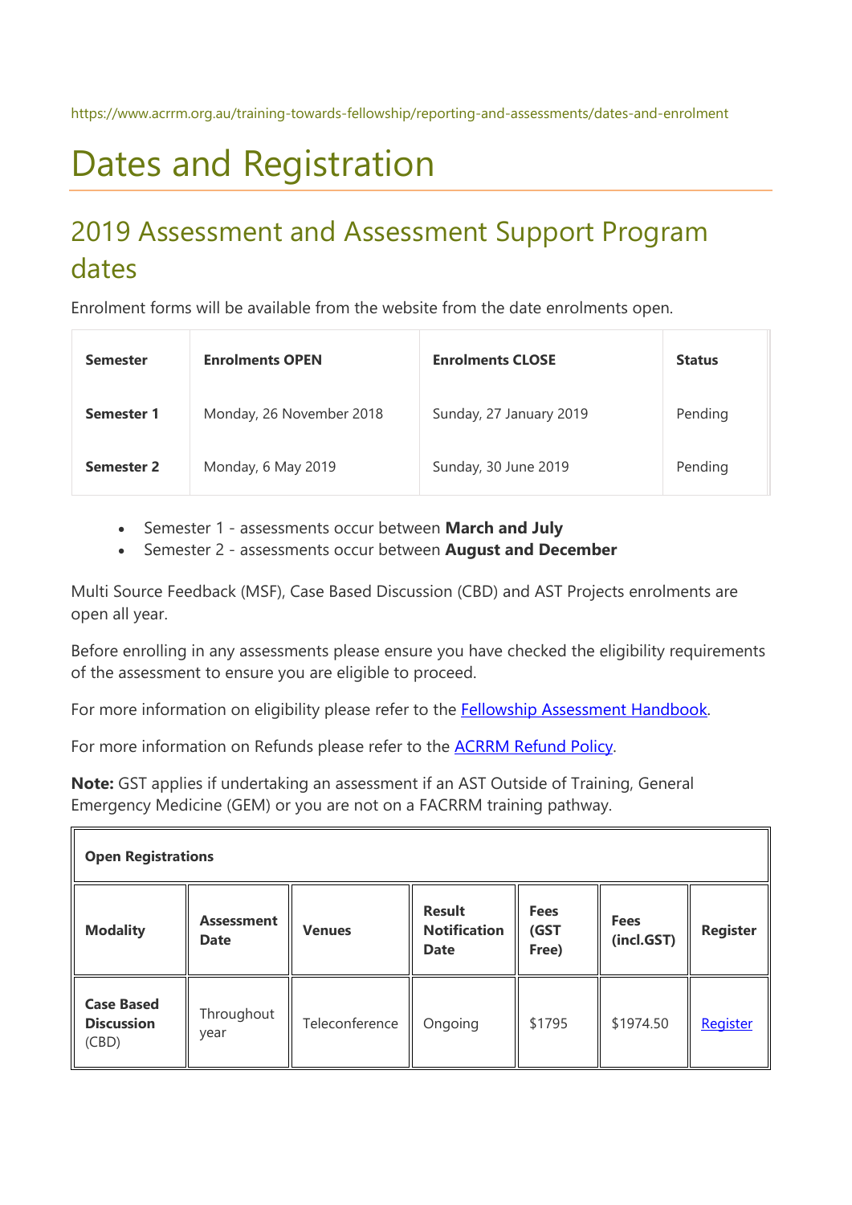https://www.acrrm.org.au/training-towards-fellowship/reporting-and-assessments/dates-and-enrolment

# Dates and Registration

## 2019 Assessment and Assessment Support Program dates

Enrolment forms will be available from the website from the date enrolments open.

| Semester | Enrolments OPEN | Enrolments CLOSE | Status |
|---|---|---|---|
| **Semester 1** | Monday, 26 November 2018 | Sunday, 27 January 2019 | Pending |
| **Semester 2** | Monday, 6 May 2019 | Sunday, 30 June 2019 | Pending |

- Semester 1 - assessments occur between **March and July**
- Semester 2 - assessments occur between **August and December**

Multi Source Feedback (MSF), Case Based Discussion (CBD) and AST Projects enrolments are open all year.

Before enrolling in any assessments please ensure you have checked the eligibility requirements of the assessment to ensure you are eligible to proceed.

For more information on eligibility please refer to the Fellowship Assessment Handbook.

For more information on Refunds please refer to the ACRRM Refund Policy.

**Note:** GST applies if undertaking an assessment if an AST Outside of Training, General Emergency Medicine (GEM) or you are not on a FACRRM training pathway.

| **Open Registrations** | | | | | | |
|---|---|---|---|---|---|---|
| **Modality** | **Assessment Date** | **Venues** | **Result Notification Date** | **Fees (GST Free)** | **Fees (incl.GST)** | **Register** |
| **Case Based Discussion** (CBD) | Throughout year | Teleconference | Ongoing | $1795 | $1974.50 | Register |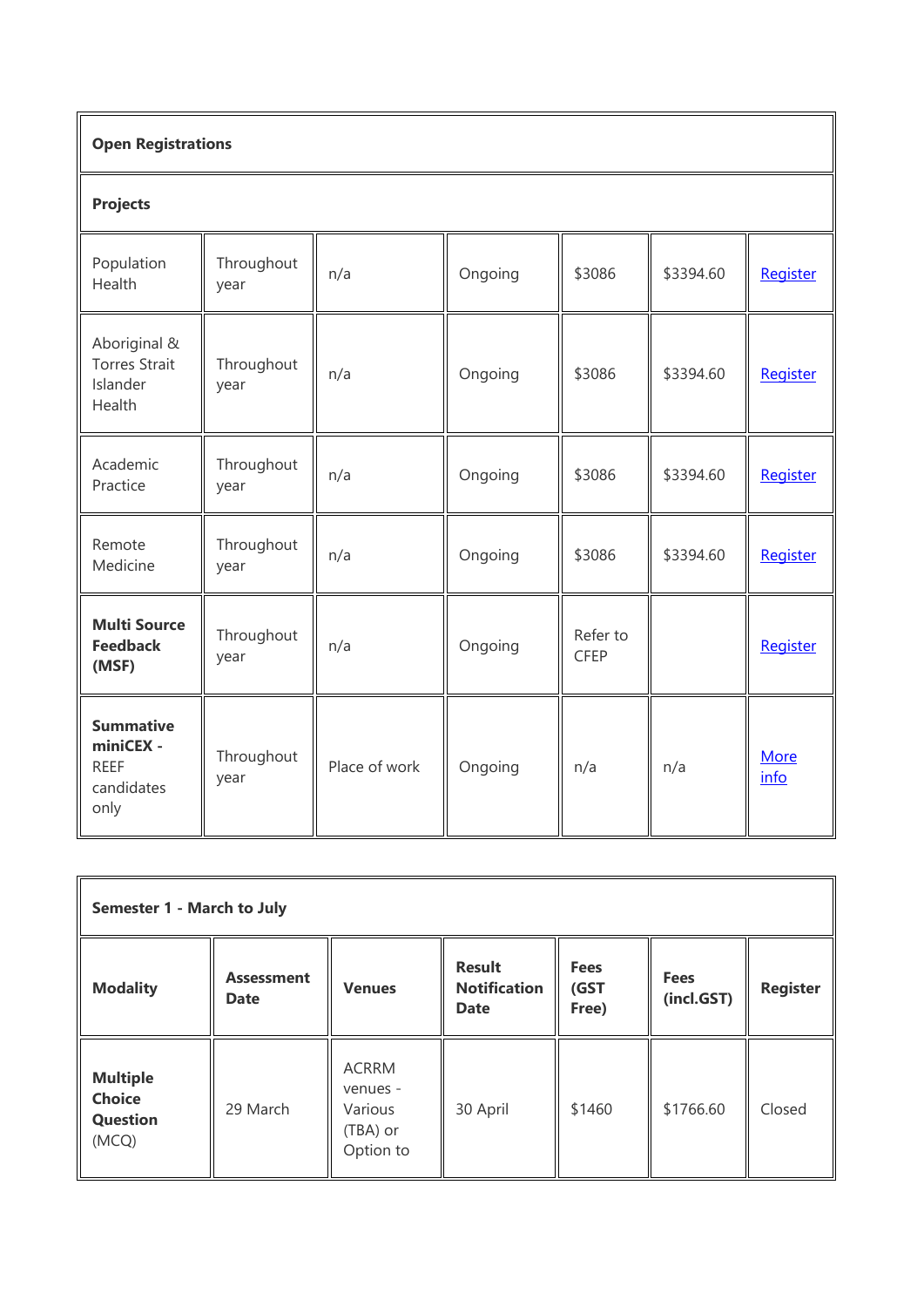| Open Registrations | | | | | | |
|---|---|---|---|---|---|---|
| **Projects** | | | | | | |
| Population Health | Throughout year | n/a | Ongoing | $3086 | $3394.60 | Register |
| Aboriginal & Torres Strait Islander Health | Throughout year | n/a | Ongoing | $3086 | $3394.60 | Register |
| Academic Practice | Throughout year | n/a | Ongoing | $3086 | $3394.60 | Register |
| Remote Medicine | Throughout year | n/a | Ongoing | $3086 | $3394.60 | Register |
| **Multi Source Feedback (MSF)** | Throughout year | n/a | Ongoing | Refer to CFEP | | Register |
| **Summative miniCEX -** REEF candidates only | Throughout year | Place of work | Ongoing | n/a | n/a | More info |

| Semester 1 - March to July | | | | | | |
|---|---|---|---|---|---|---|
| **Modality** | **Assessment Date** | **Venues** | **Result Notification Date** | **Fees (GST Free)** | **Fees (incl.GST)** | **Register** |
| **Multiple Choice Question** (MCQ) | 29 March | ACRRM venues - Various (TBA) or Option to | 30 April | $1460 | $1766.60 | Closed |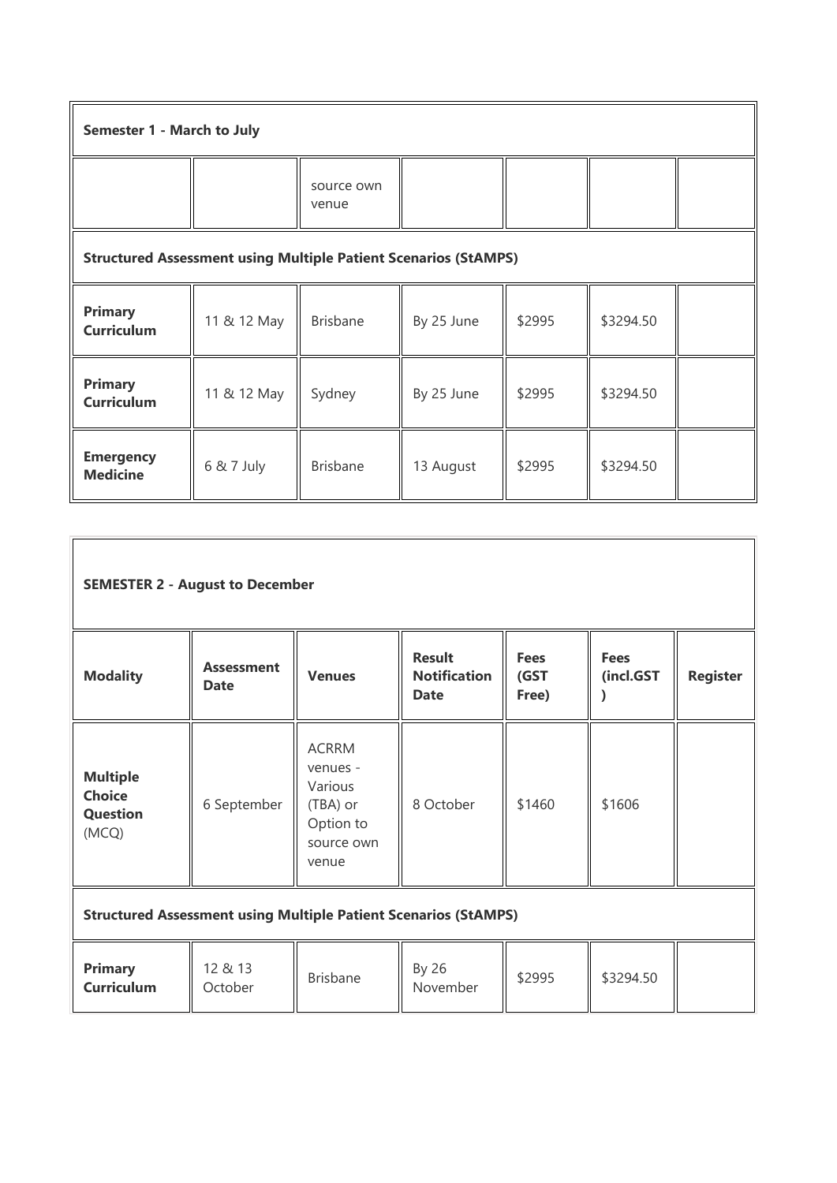| Semester 1 - March to July | | | | | | |
|---|---|---|---|---|---|---|
| | | source own venue | | | | |
| **Structured Assessment using Multiple Patient Scenarios (StAMPS)** | | | | | | |
| **Primary Curriculum** | 11 & 12 May | Brisbane | By 25 June | $2995 | $3294.50 | |
| **Primary Curriculum** | 11 & 12 May | Sydney | By 25 June | $2995 | $3294.50 | |
| **Emergency Medicine** | 6 & 7 July | Brisbane | 13 August | $2995 | $3294.50 | |

| SEMESTER 2 - August to December | | | | | | |
|---|---|---|---|---|---|---|
| **Modality** | **Assessment Date** | **Venues** | **Result Notification Date** | **Fees (GST Free)** | **Fees (incl.GST )** | **Register** |
| **Multiple Choice Question** (MCQ) | 6 September | ACRRM venues - Various (TBA) or Option to source own venue | 8 October | $1460 | $1606 | |
| **Structured Assessment using Multiple Patient Scenarios (StAMPS)** | | | | | | |
| **Primary Curriculum** | 12 & 13 October | Brisbane | By 26 November | $2995 | $3294.50 | |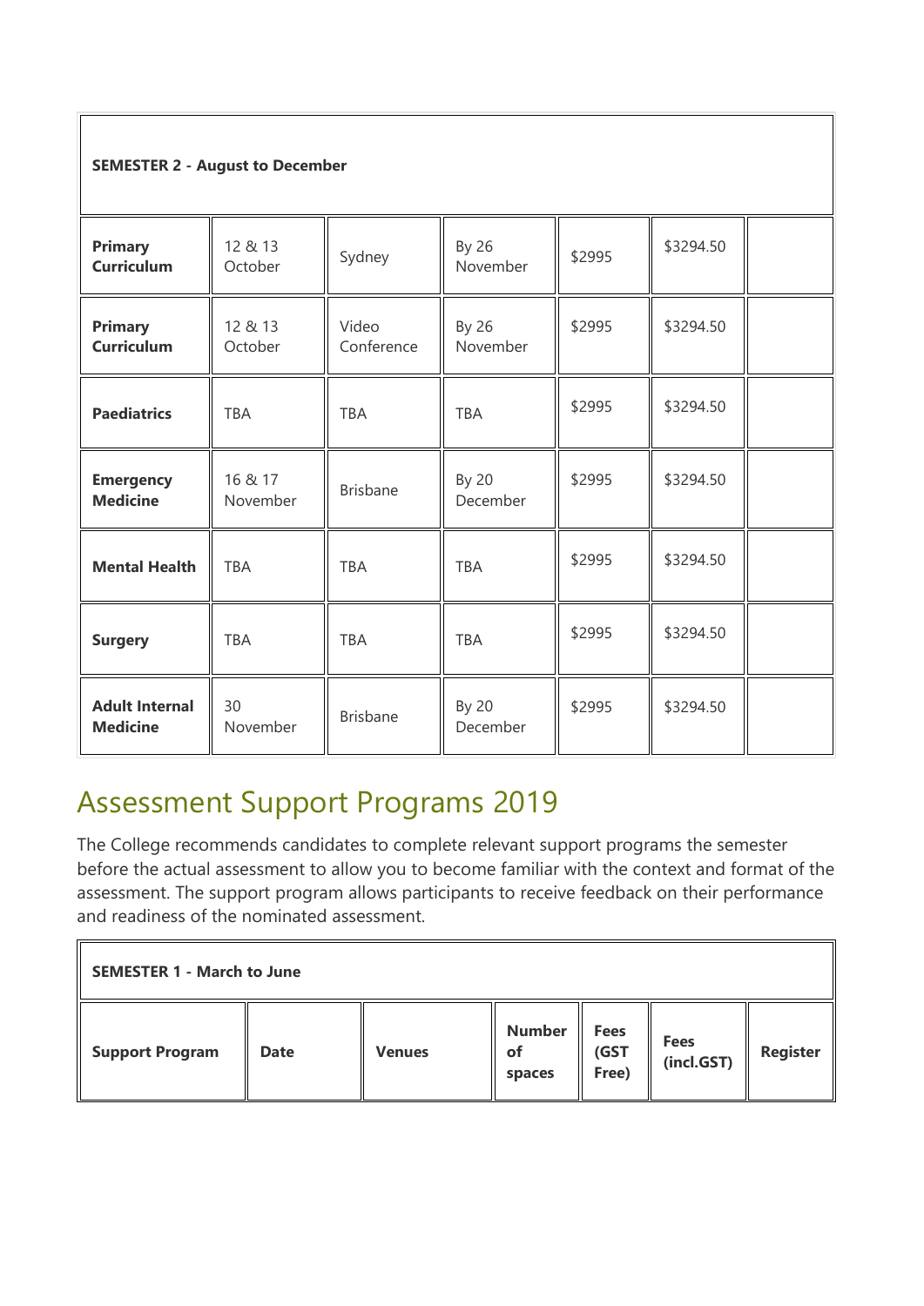| SEMESTER 2 - August to December | | | | | | |
|---|---|---|---|---|---|---|
| **Primary Curriculum** | 12 & 13 October | Sydney | By 26 November | $2995 | $3294.50 | |
| **Primary Curriculum** | 12 & 13 October | Video Conference | By 26 November | $2995 | $3294.50 | |
| **Paediatrics** | TBA | TBA | TBA | $2995 | $3294.50 | |
| **Emergency Medicine** | 16 & 17 November | Brisbane | By 20 December | $2995 | $3294.50 | |
| **Mental Health** | TBA | TBA | TBA | $2995 | $3294.50 | |
| **Surgery** | TBA | TBA | TBA | $2995 | $3294.50 | |
| **Adult Internal Medicine** | 30 November | Brisbane | By 20 December | $2995 | $3294.50 | |

## Assessment Support Programs 2019

The College recommends candidates to complete relevant support programs the semester before the actual assessment to allow you to become familiar with the context and format of the assessment. The support program allows participants to receive feedback on their performance and readiness of the nominated assessment.

| SEMESTER 1 - March to June | | | | | | |
|---|---|---|---|---|---|---|
| **Support Program** | **Date** | **Venues** | **Number of spaces** | **Fees (GST Free)** | **Fees (incl.GST)** | **Register** |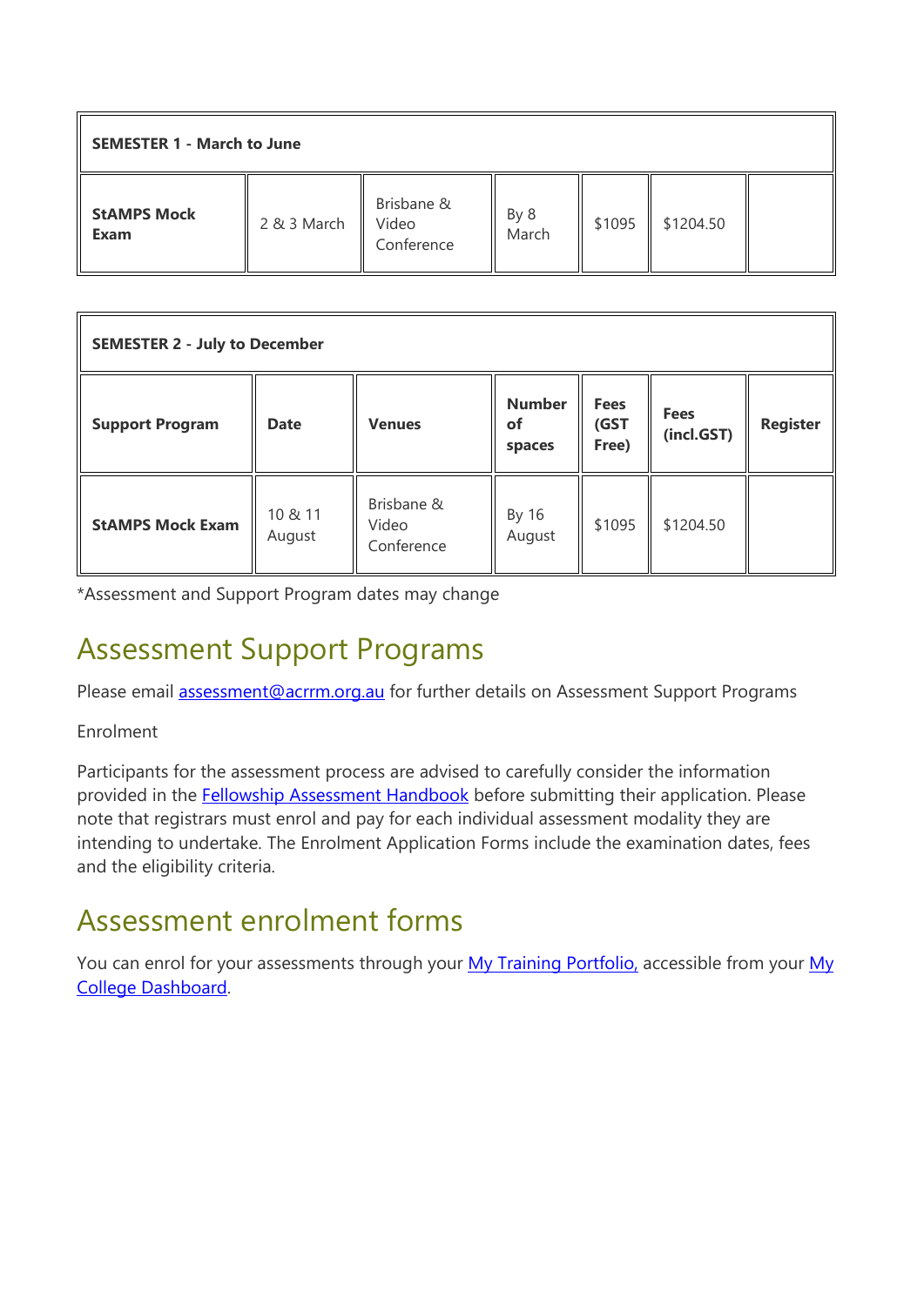| SEMESTER 1 - March to June | | | | | | |
|---|---|---|---|---|---|---|
| **StAMPS Mock Exam** | 2 & 3 March | Brisbane & Video Conference | By 8 March | $1095 | $1204.50 | |

| SEMESTER 2 - July to December | | | | | | |
|---|---|---|---|---|---|---|
| **Support Program** | **Date** | **Venues** | **Number of spaces** | **Fees (GST Free)** | **Fees (incl.GST)** | **Register** |
| **StAMPS Mock Exam** | 10 & 11 August | Brisbane & Video Conference | By 16 August | $1095 | $1204.50 | |

*Assessment and Support Program dates may change

## Assessment Support Programs

Please email assessment@acrrm.org.au for further details on Assessment Support Programs

Enrolment

Participants for the assessment process are advised to carefully consider the information provided in the Fellowship Assessment Handbook before submitting their application. Please note that registrars must enrol and pay for each individual assessment modality they are intending to undertake. The Enrolment Application Forms include the examination dates, fees and the eligibility criteria.

## Assessment enrolment forms

You can enrol for your assessments through your My Training Portfolio, accessible from your My College Dashboard.